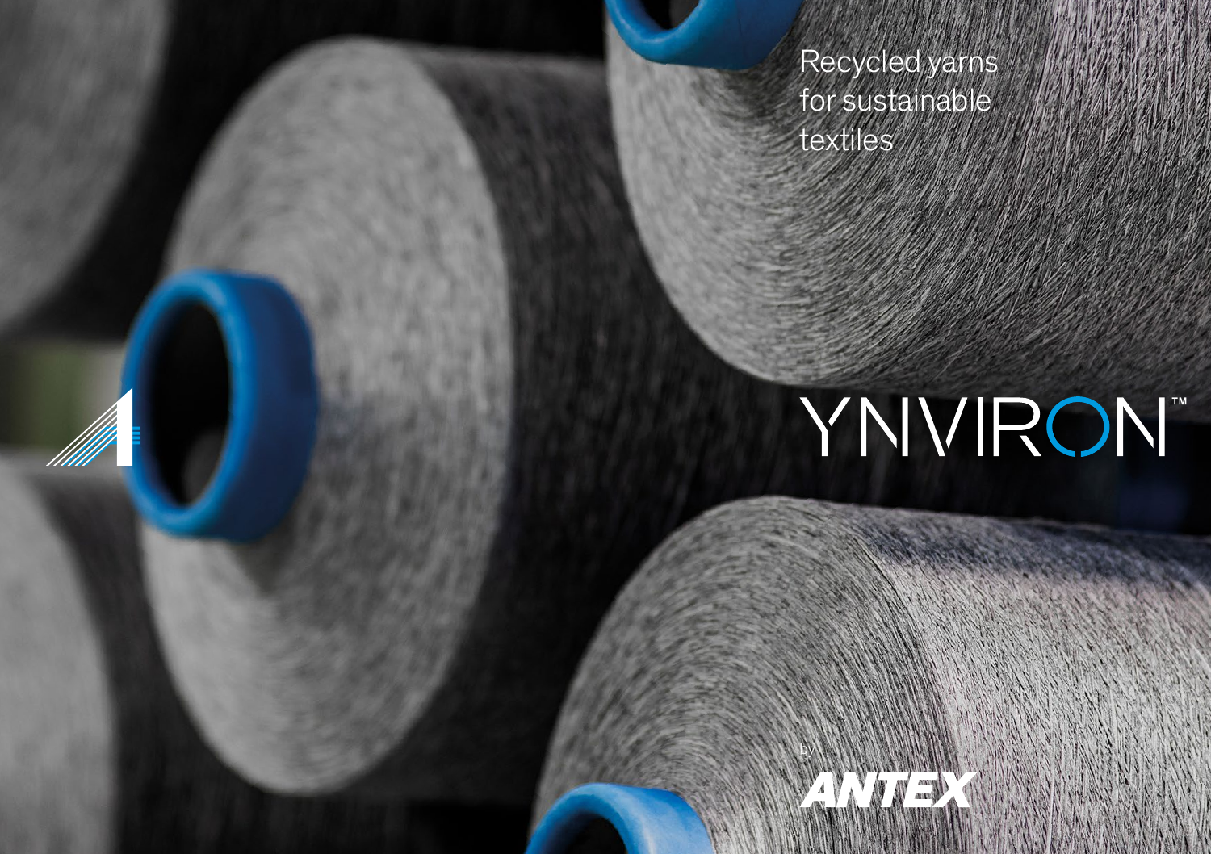Recycled yarns for sustainable textiles

# YNVIRON™

by

ANTEX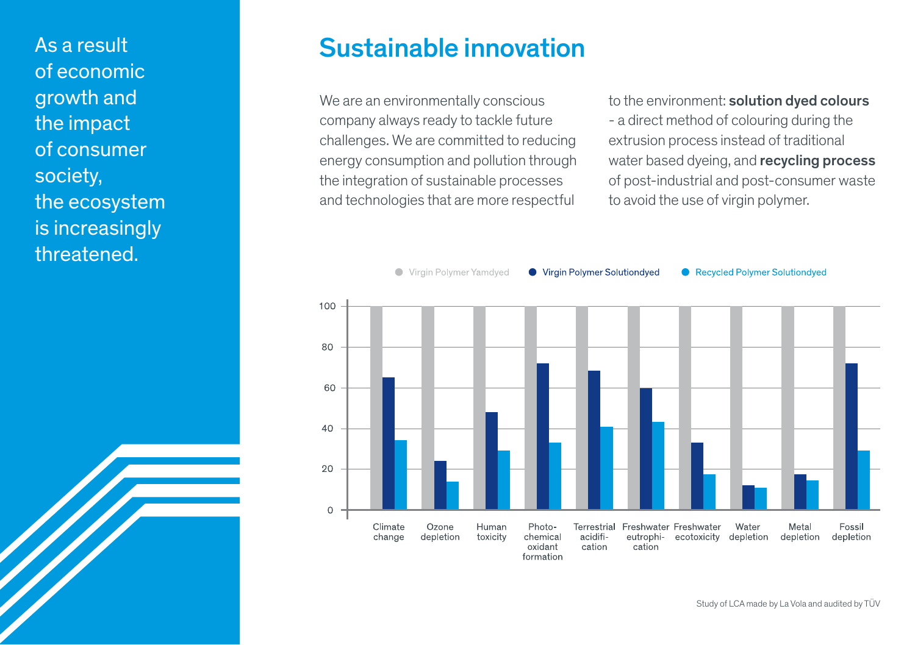As a result of economic growth and the impact of consumer society, the ecosystem is increasingly threatened.

# Sustainable innovation

We are an environmentally conscious company always ready to tackle future challenges. We are committed to reducing energy consumption and pollution through the integration of sustainable processes and technologies that are more respectful to the environment: **solution dyed colours** - a direct method of colouring during the extrusion process instead of traditional water based dyeing, and **recycling process** of post-industrial and post-consumer waste to avoid the use of virgin polymer.

Virgin Polymer Yarndyed | Virgin Polymer Solutiondyed | Recycled Polymer Solutiondyed

| | Virgin Polymer Yarndyed | Virgin Polymer Solutiondyed | Recycled Polymer Solutiondyed |
|---|---|---|---|
| Climate change | 100 | 65 | 34 |
| Ozone depletion | 100 | 24 | 14 |
| Human toxicity | 100 | 48 | 29 |
| Photo-chemical oxidant formation | 100 | 72 | 33 |
| Terrestrial acidification | 100 | 68 | 41 |
| Freshwater eutrophication | 100 | 60 | 43 |
| Freshwater ecotoxicity | 100 | 33 | 17 |
| Water depletion | 100 | 12 | 11 |
| Metal depletion | 100 | 17 | 14 |
| Fossil depletion | 100 | 72 | 29 |

Study of LCA made by La Vola and audited by TÜV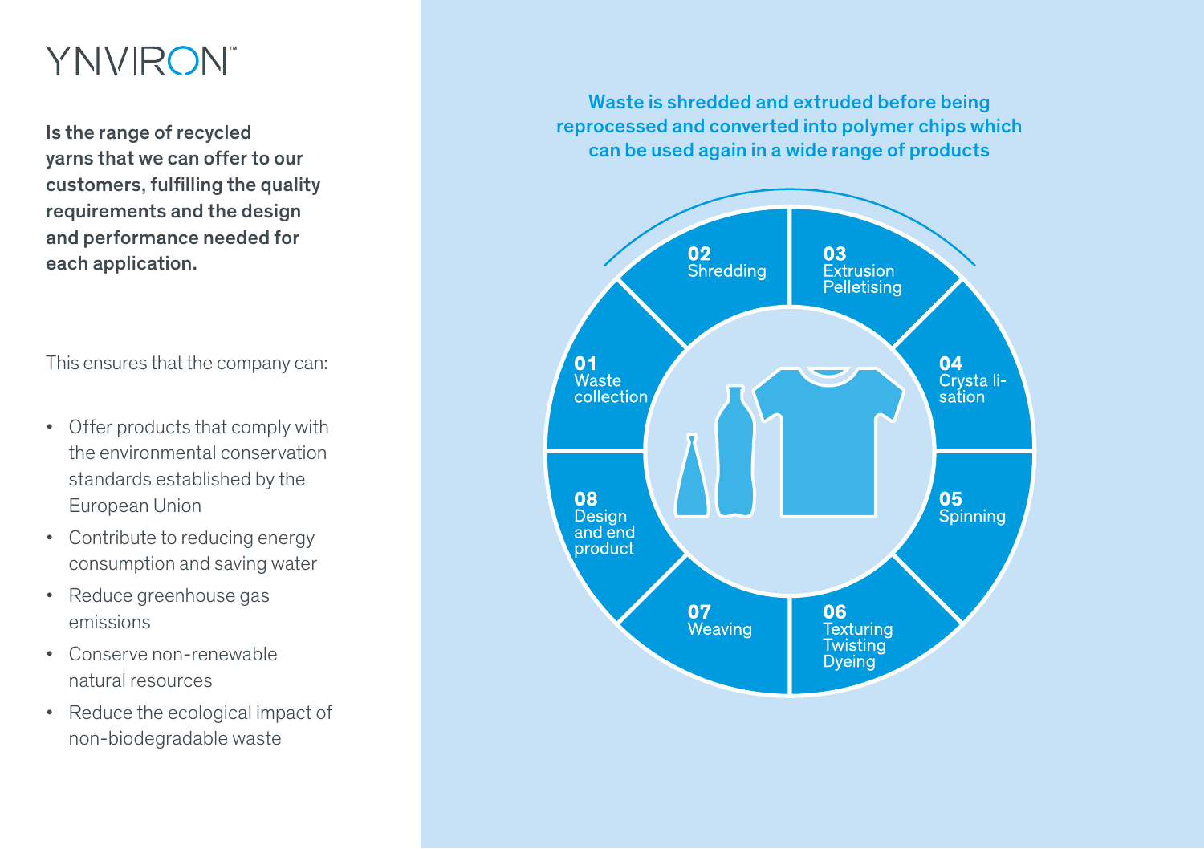# YNVIRON™

**Is the range of recycled yarns that we can offer to our customers, fulfilling the quality requirements and the design and performance needed for each application.**

This ensures that the company can:

- Offer products that comply with the environmental conservation standards established by the European Union
- Contribute to reducing energy consumption and saving water
- Reduce greenhouse gas emissions
- Conserve non-renewable natural resources
- Reduce the ecological impact of non-biodegradable waste

**Waste is shredded and extruded before being reprocessed and converted into polymer chips which can be used again in a wide range of products**

**01** Waste collection

**02** Shredding

**03** Extrusion Pelletising

**04** Crystallisation

**05** Spinning

**06** Texturing Twisting Dyeing

**07** Weaving

**08** Design and end product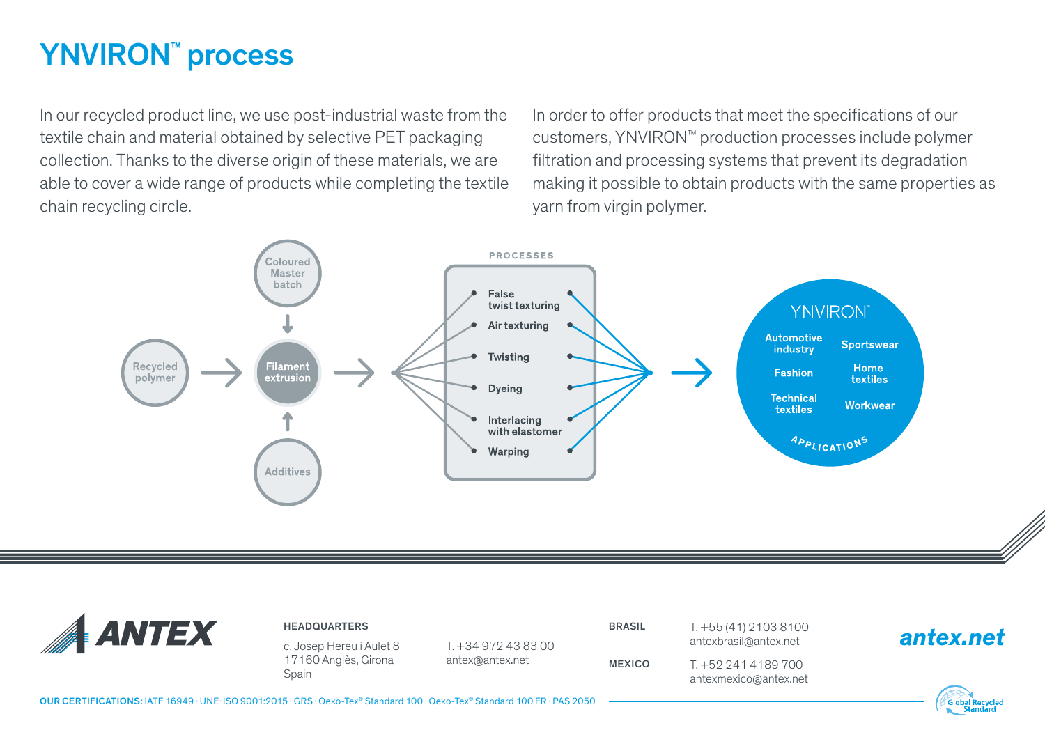# YNVIRON™ process

In our recycled product line, we use post-industrial waste from the textile chain and material obtained by selective PET packaging collection. Thanks to the diverse origin of these materials, we are able to cover a wide range of products while completing the textile chain recycling circle.

In order to offer products that meet the specifications of our customers, YNVIRON™ production processes include polymer filtration and processing systems that prevent its degradation making it possible to obtain products with the same properties as yarn from virgin polymer.

Coloured Master batch

Recycled polymer

Filament extrusion

Additives

PROCESSES

False twist texturing

Air texturing

Twisting

Dyeing

Interlacing with elastomer

Warping

YNVIRON™

Automotive industry

Sportswear

Fashion

Home textiles

Technical textiles

Workwear

APPLICATIONS

ANTEX

**HEADQUARTERS**

c. Josep Hereu i Aulet 8
17160 Anglès, Girona
Spain

T. +34 972 43 83 00
antex@antex.net

**BRASIL**

T. +55 (41) 2103 8100
antexbrasil@antex.net

**MEXICO**

T. +52 241 4189 700
antexmexico@antex.net

**antex.net**

**OUR CERTIFICATIONS:** IATF 16949 · UNE-ISO 9001:2015 · GRS · Oeko-Tex® Standard 100 · Oeko-Tex® Standard 100 FR · PAS 2050

Global Recycled Standard